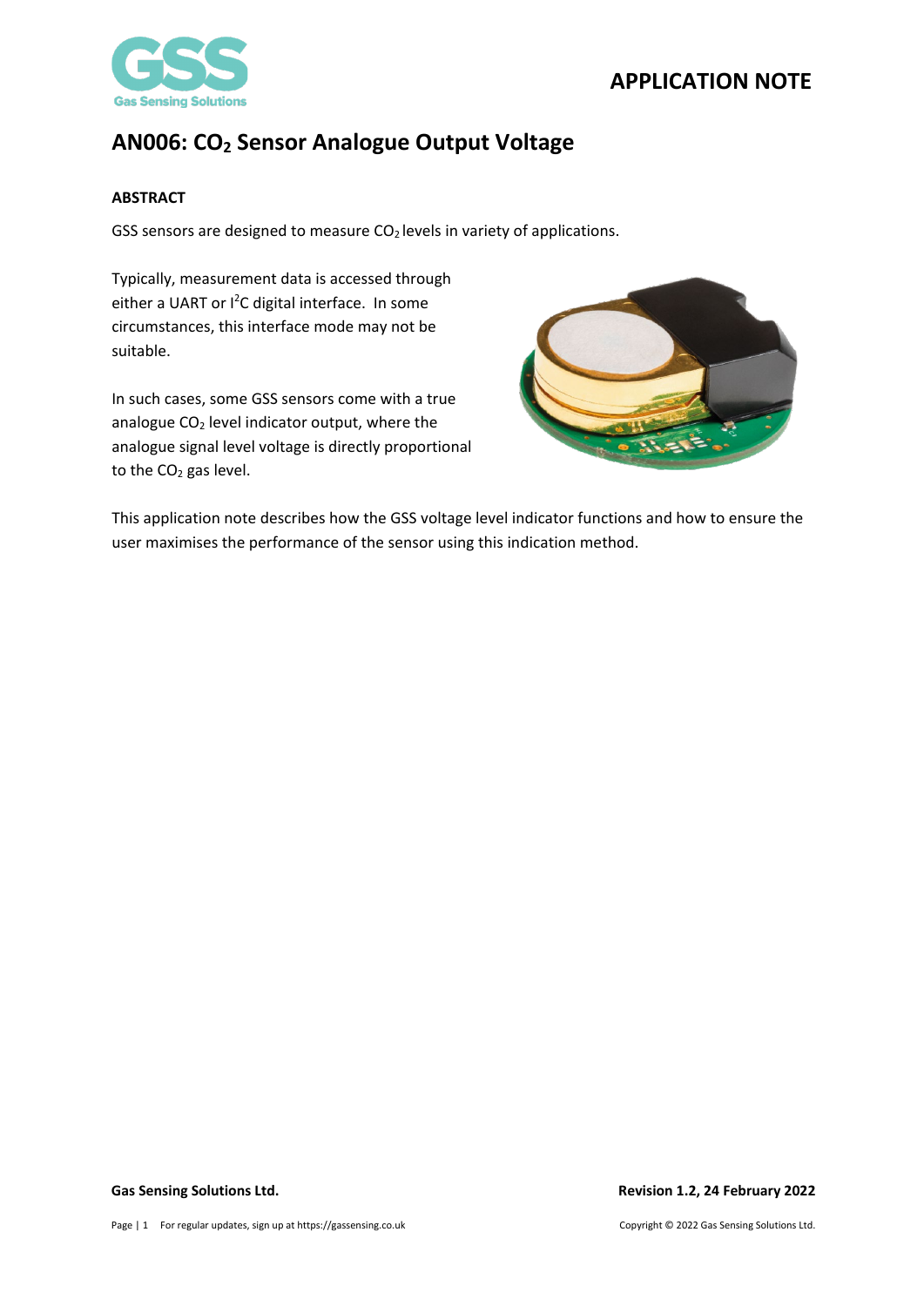APPLICATION NOTE

# AN006: $CO_2$ Sensor Analogue Output Voltage

**ABSTRACT**

GSS sensors are designed to measure $CO_2$ levels in variety of applications.

Typically, measurement data is accessed through either a UART or $I^2C$ digital interface. In some circumstances, this interface mode may not be suitable.

In such cases, some GSS sensors come with a true analogue $CO_2$ level indicator output, where the analogue signal level voltage is directly proportional to the $CO_2$ gas level.

This application note describes how the GSS voltage level indicator functions and how to ensure the user maximises the performance of the sensor using this indication method.

**Gas Sensing Solutions Ltd.** **Revision 1.2, 24 February 2022**

For regular updates, sign up at https://gassensing.co.uk

Copyright © 2022 Gas Sensing Solutions Ltd.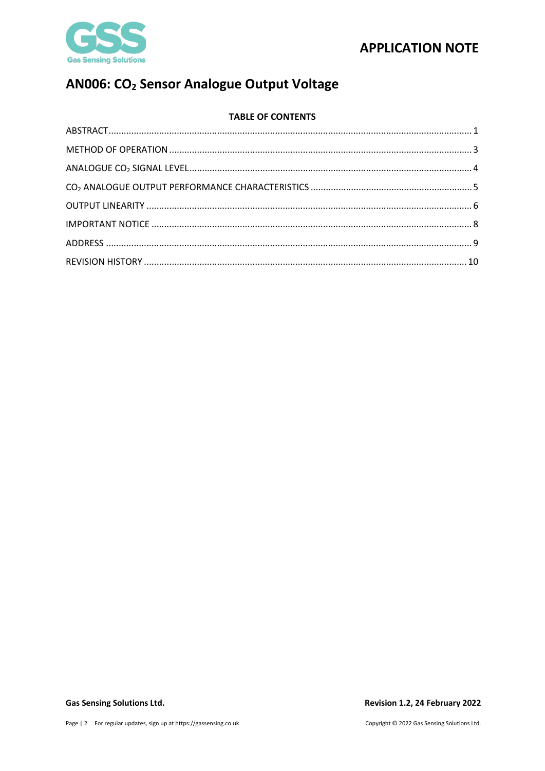# AN006: $CO_2$ Sensor Analogue Output Voltage

**TABLE OF CONTENTS**

ABSTRACT .................................................................................................................................... 1

METHOD OF OPERATION ............................................................................................................ 3

ANALOGUE $CO_2$ SIGNAL LEVEL .................................................................................................. 4

$CO_2$ ANALOGUE OUTPUT PERFORMANCE CHARACTERISTICS .................................................. 5

OUTPUT LINEARITY ...................................................................................................................... 6

IMPORTANT NOTICE .................................................................................................................... 8

ADDRESS ...................................................................................................................................... 9

REVISION HISTORY ..................................................................................................................... 10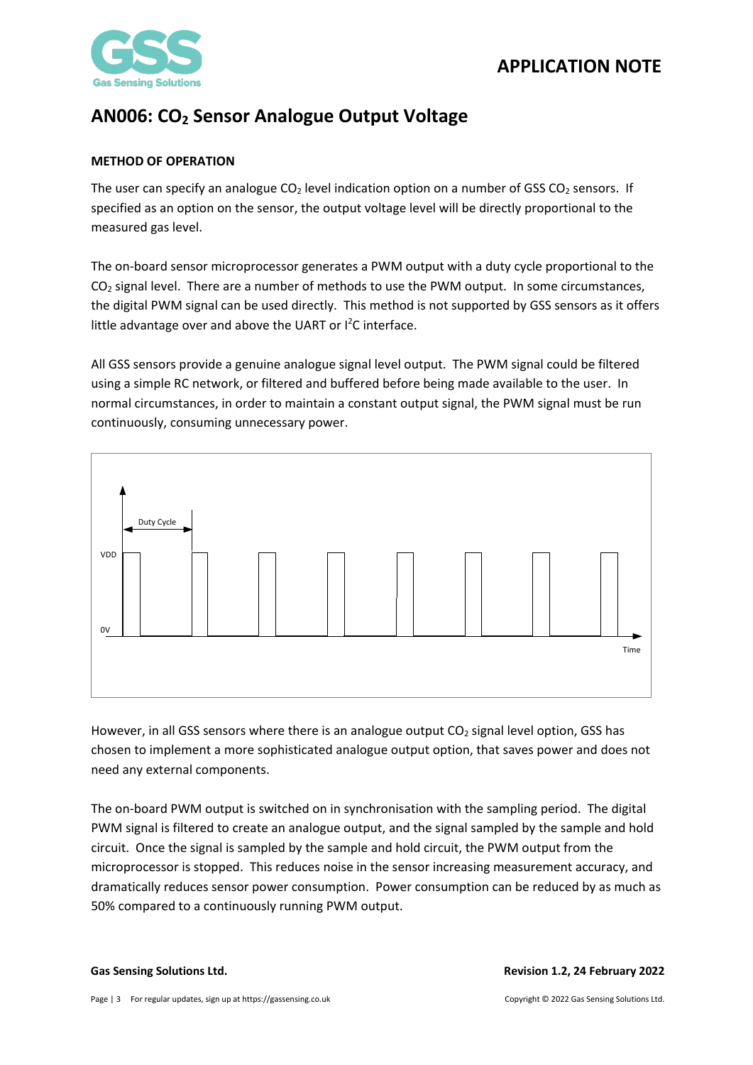# AN006: $CO_2$ Sensor Analogue Output Voltage

**METHOD OF OPERATION**

The user can specify an analogue $CO_2$ level indication option on a number of GSS $CO_2$ sensors. If specified as an option on the sensor, the output voltage level will be directly proportional to the measured gas level.

The on-board sensor microprocessor generates a PWM output with a duty cycle proportional to the $CO_2$ signal level. There are a number of methods to use the PWM output. In some circumstances, the digital PWM signal can be used directly. This method is not supported by GSS sensors as it offers little advantage over and above the UART or $I^2C$ interface.

All GSS sensors provide a genuine analogue signal level output. The PWM signal could be filtered using a simple RC network, or filtered and buffered before being made available to the user. In normal circumstances, in order to maintain a constant output signal, the PWM signal must be run continuously, consuming unnecessary power.

However, in all GSS sensors where there is an analogue output $CO_2$ signal level option, GSS has chosen to implement a more sophisticated analogue output option, that saves power and does not need any external components.

The on-board PWM output is switched on in synchronisation with the sampling period. The digital PWM signal is filtered to create an analogue output, and the signal sampled by the sample and hold circuit. Once the signal is sampled by the sample and hold circuit, the PWM output from the microprocessor is stopped. This reduces noise in the sensor increasing measurement accuracy, and dramatically reduces sensor power consumption. Power consumption can be reduced by as much as 50% compared to a continuously running PWM output.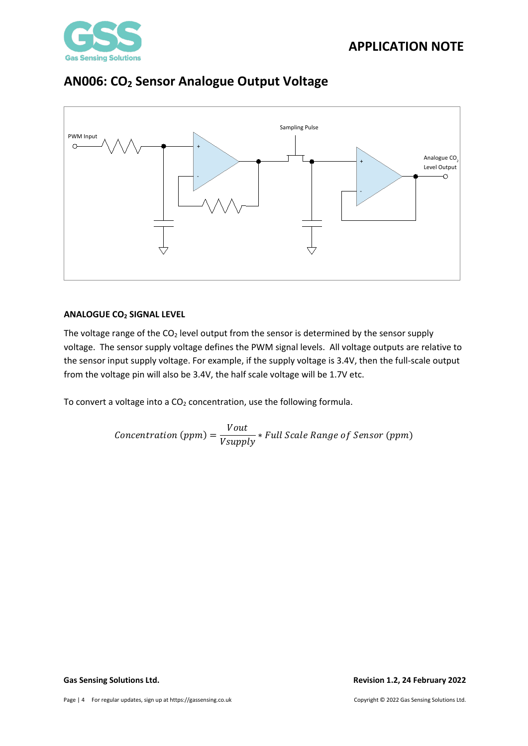# AN006: $CO_2$ Sensor Analogue Output Voltage

PWM Input

Sampling Pulse

Analogue $CO_2$ Level Output

### ANALOGUE $CO_2$ SIGNAL LEVEL

The voltage range of the $CO_2$ level output from the sensor is determined by the sensor supply voltage. The sensor supply voltage defines the PWM signal levels. All voltage outputs are relative to the sensor input supply voltage. For example, if the supply voltage is 3.4V, then the full-scale output from the voltage pin will also be 3.4V, the half scale voltage will be 1.7V etc.

To convert a voltage into a $CO_2$ concentration, use the following formula.

$$Concentration\ (ppm) = \frac{Vout}{Vsupply} * Full\ Scale\ Range\ of\ Sensor\ (ppm)$$

**Gas Sensing Solutions Ltd.** **Revision 1.2, 24 February 2022**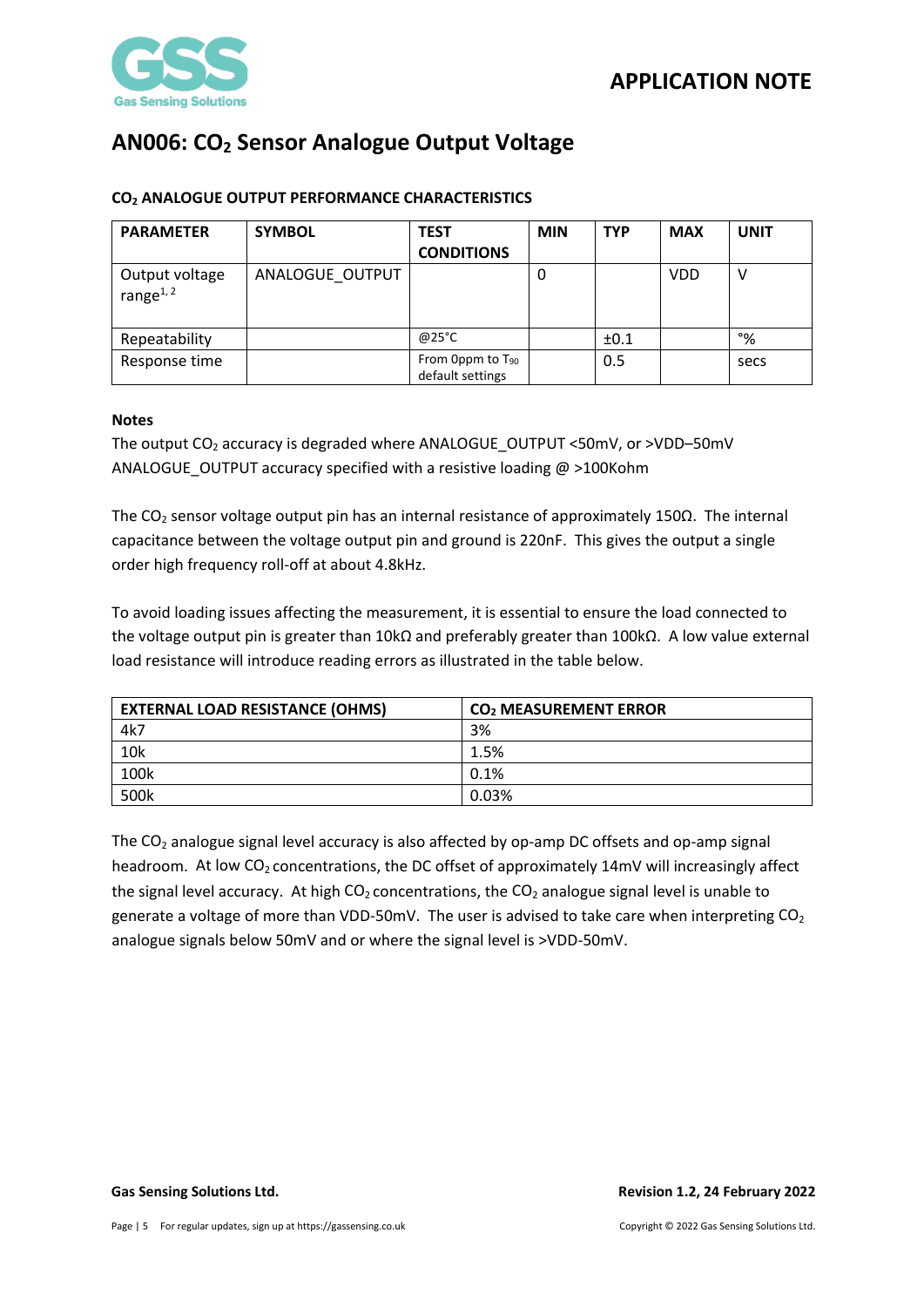## AN006: $CO_2$ Sensor Analogue Output Voltage

### $CO_2$ ANALOGUE OUTPUT PERFORMANCE CHARACTERISTICS

| PARAMETER | SYMBOL | TEST CONDITIONS | MIN | TYP | MAX | UNIT |
|---|---|---|---|---|---|---|
| Output voltage range[1, 2] | ANALOGUE_OUTPUT | | 0 | | VDD | V |
| Repeatability | | @25°C | | ±0.1 | | °% |
| Response time | | From 0ppm to $T_{90}$ default settings | | 0.5 | | secs |

**Notes**

The output $CO_2$ accuracy is degraded where ANALOGUE_OUTPUT <50mV, or >VDD–50mV
ANALOGUE_OUTPUT accuracy specified with a resistive loading @ >100Kohm

The $CO_2$ sensor voltage output pin has an internal resistance of approximately 150Ω. The internal capacitance between the voltage output pin and ground is 220nF. This gives the output a single order high frequency roll-off at about 4.8kHz.

To avoid loading issues affecting the measurement, it is essential to ensure the load connected to the voltage output pin is greater than 10kΩ and preferably greater than 100kΩ. A low value external load resistance will introduce reading errors as illustrated in the table below.

| EXTERNAL LOAD RESISTANCE (OHMS) | $CO_2$ MEASUREMENT ERROR |
|---|---|
| 4k7 | 3% |
| 10k | 1.5% |
| 100k | 0.1% |
| 500k | 0.03% |

The $CO_2$ analogue signal level accuracy is also affected by op-amp DC offsets and op-amp signal headroom. At low $CO_2$ concentrations, the DC offset of approximately 14mV will increasingly affect the signal level accuracy. At high $CO_2$ concentrations, the $CO_2$ analogue signal level is unable to generate a voltage of more than VDD-50mV. The user is advised to take care when interpreting $CO_2$ analogue signals below 50mV and or where the signal level is >VDD-50mV.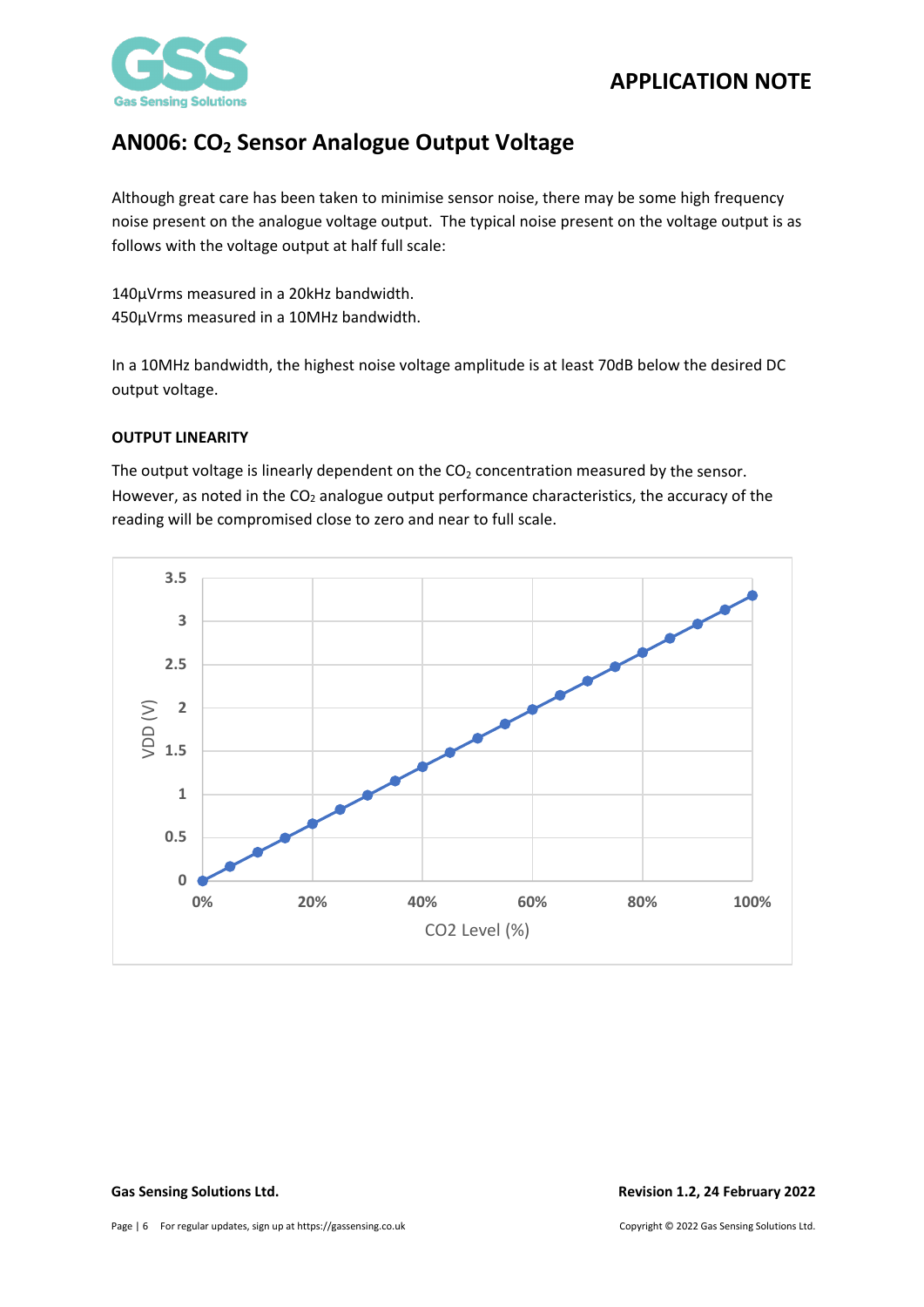# AN006: $CO_2$ Sensor Analogue Output Voltage

Although great care has been taken to minimise sensor noise, there may be some high frequency noise present on the analogue voltage output. The typical noise present on the voltage output is as follows with the voltage output at half full scale:

140µVrms measured in a 20kHz bandwidth.
450µVrms measured in a 10MHz bandwidth.

In a 10MHz bandwidth, the highest noise voltage amplitude is at least 70dB below the desired DC output voltage.

### OUTPUT LINEARITY

The output voltage is linearly dependent on the $CO_2$ concentration measured by the sensor. However, as noted in the $CO_2$ analogue output performance characteristics, the accuracy of the reading will be compromised close to zero and near to full scale.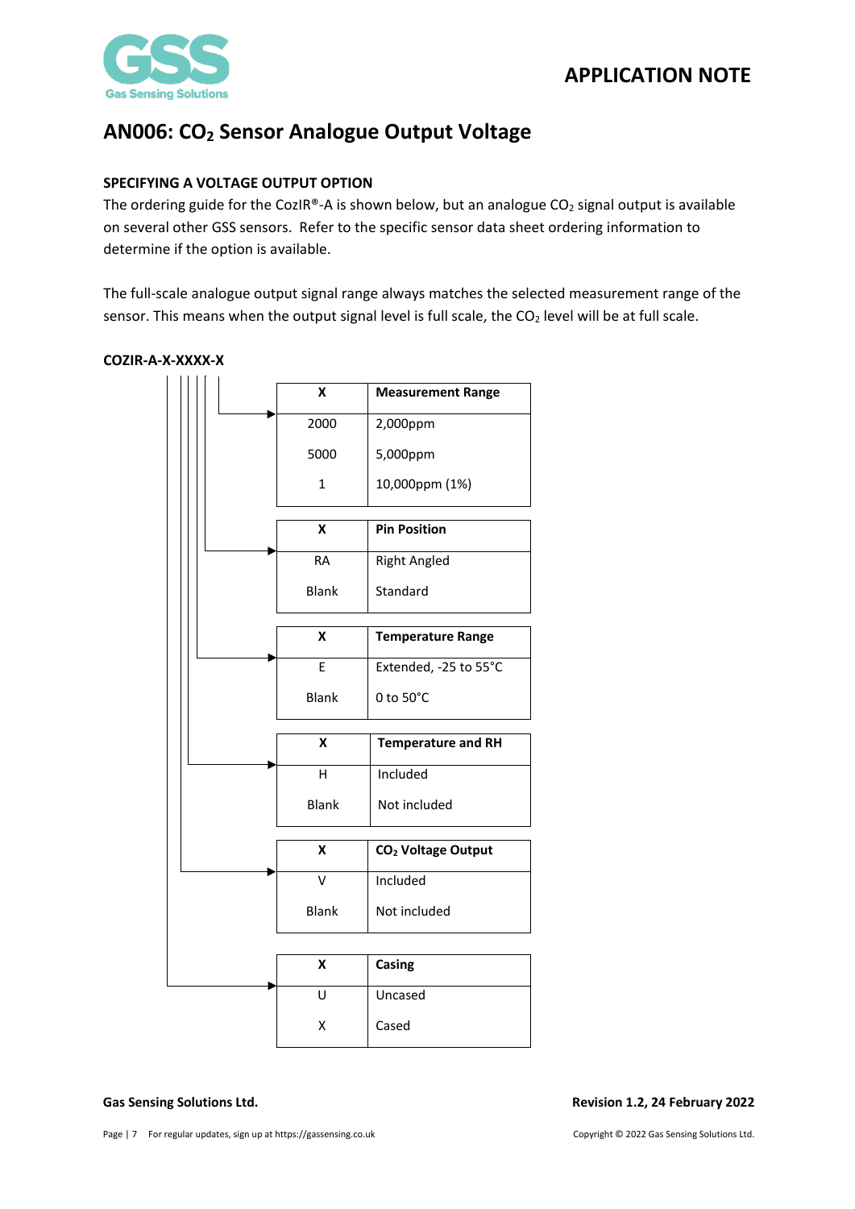## AN006: $CO_2$ Sensor Analogue Output Voltage

### SPECIFYING A VOLTAGE OUTPUT OPTION

The ordering guide for the CozIR®-A is shown below, but an analogue $CO_2$ signal output is available on several other GSS sensors. Refer to the specific sensor data sheet ordering information to determine if the option is available.

The full-scale analogue output signal range always matches the selected measurement range of the sensor. This means when the output signal level is full scale, the $CO_2$ level will be at full scale.

**COZIR-A-X-XXXX-X**

| X | Measurement Range |
|---|---|
| 2000 | 2,000ppm |
| 5000 | 5,000ppm |
| 1 | 10,000ppm (1%) |

| X | Pin Position |
|---|---|
| RA | Right Angled |
| Blank | Standard |

| X | Temperature Range |
|---|---|
| E | Extended, -25 to 55°C |
| Blank | 0 to 50°C |

| X | Temperature and RH |
|---|---|
| H | Included |
| Blank | Not included |

| X | $CO_2$ Voltage Output |
|---|---|
| V | Included |
| Blank | Not included |

| X | Casing |
|---|---|
| U | Uncased |
| X | Cased |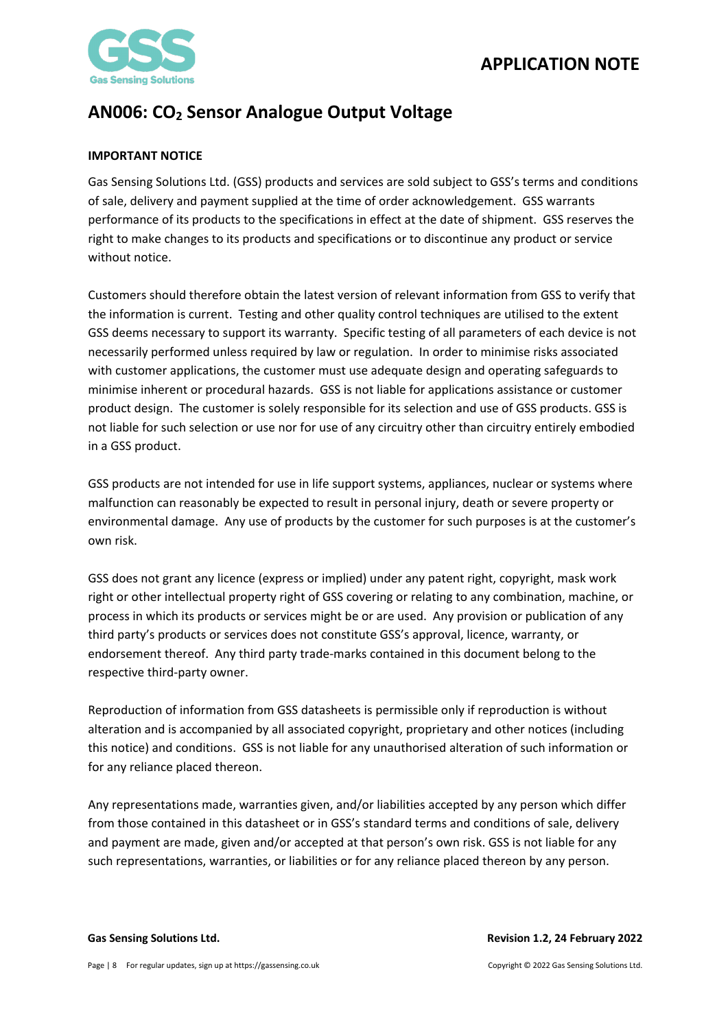## AN006: $CO_2$ Sensor Analogue Output Voltage

**IMPORTANT NOTICE**

Gas Sensing Solutions Ltd. (GSS) products and services are sold subject to GSS's terms and conditions of sale, delivery and payment supplied at the time of order acknowledgement. GSS warrants performance of its products to the specifications in effect at the date of shipment. GSS reserves the right to make changes to its products and specifications or to discontinue any product or service without notice.

Customers should therefore obtain the latest version of relevant information from GSS to verify that the information is current. Testing and other quality control techniques are utilised to the extent GSS deems necessary to support its warranty. Specific testing of all parameters of each device is not necessarily performed unless required by law or regulation. In order to minimise risks associated with customer applications, the customer must use adequate design and operating safeguards to minimise inherent or procedural hazards. GSS is not liable for applications assistance or customer product design. The customer is solely responsible for its selection and use of GSS products. GSS is not liable for such selection or use nor for use of any circuitry other than circuitry entirely embodied in a GSS product.

GSS products are not intended for use in life support systems, appliances, nuclear or systems where malfunction can reasonably be expected to result in personal injury, death or severe property or environmental damage. Any use of products by the customer for such purposes is at the customer's own risk.

GSS does not grant any licence (express or implied) under any patent right, copyright, mask work right or other intellectual property right of GSS covering or relating to any combination, machine, or process in which its products or services might be or are used. Any provision or publication of any third party's products or services does not constitute GSS's approval, licence, warranty, or endorsement thereof. Any third party trade-marks contained in this document belong to the respective third-party owner.

Reproduction of information from GSS datasheets is permissible only if reproduction is without alteration and is accompanied by all associated copyright, proprietary and other notices (including this notice) and conditions. GSS is not liable for any unauthorised alteration of such information or for any reliance placed thereon.

Any representations made, warranties given, and/or liabilities accepted by any person which differ from those contained in this datasheet or in GSS's standard terms and conditions of sale, delivery and payment are made, given and/or accepted at that person's own risk. GSS is not liable for any such representations, warranties, or liabilities or for any reliance placed thereon by any person.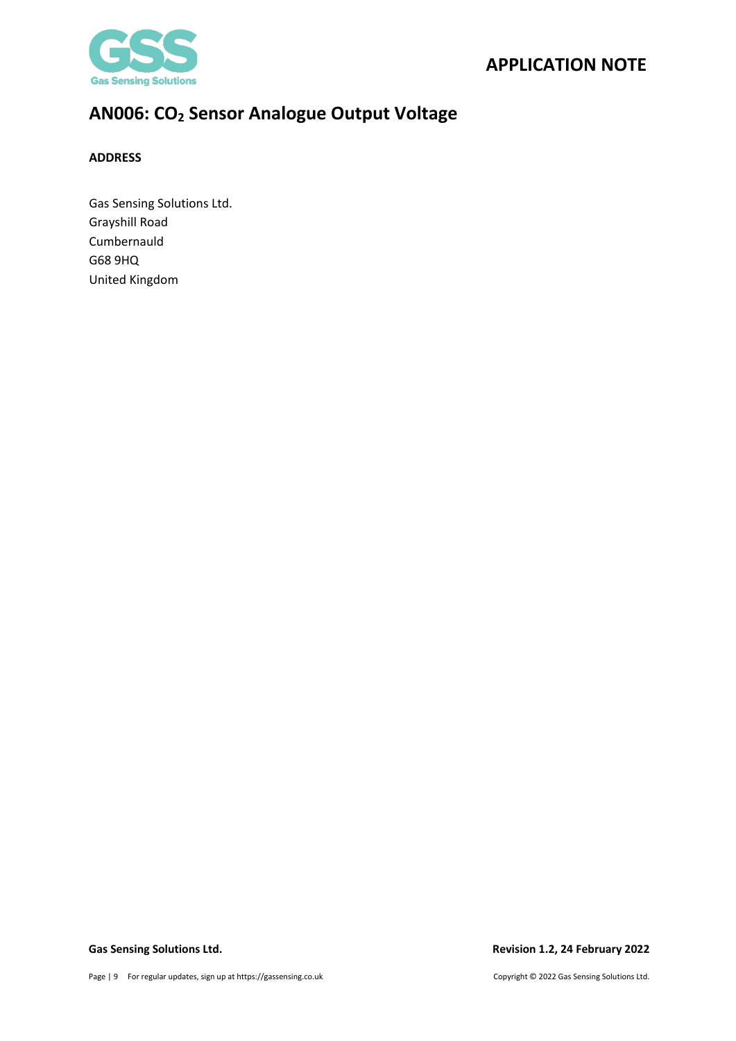## ADDRESS

Gas Sensing Solutions Ltd.
Grayshill Road
Cumbernauld
G68 9HQ
United Kingdom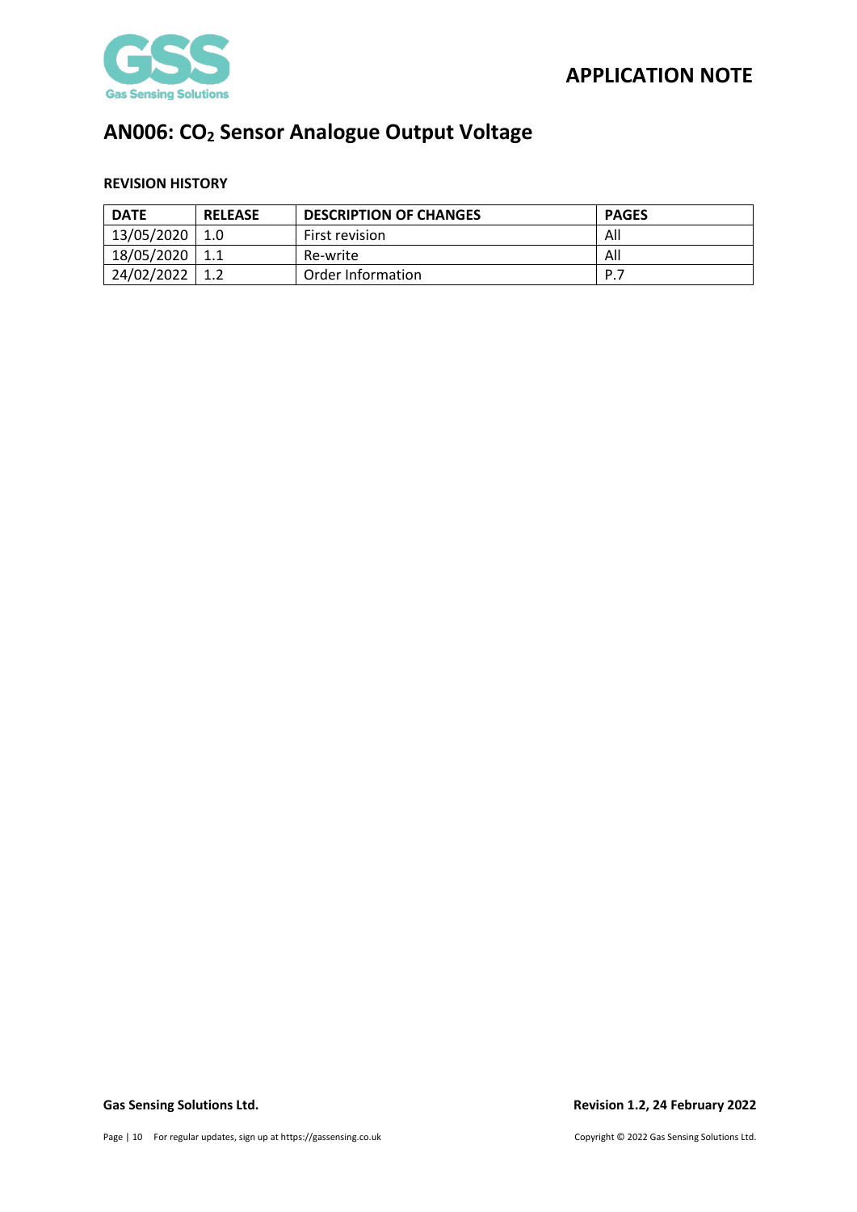# AN006: $CO_2$ Sensor Analogue Output Voltage

**REVISION HISTORY**

| DATE | RELEASE | DESCRIPTION OF CHANGES | PAGES |
|---|---|---|---|
| 13/05/2020 | 1.0 | First revision | All |
| 18/05/2020 | 1.1 | Re-write | All |
| 24/02/2022 | 1.2 | Order Information | P.7 |